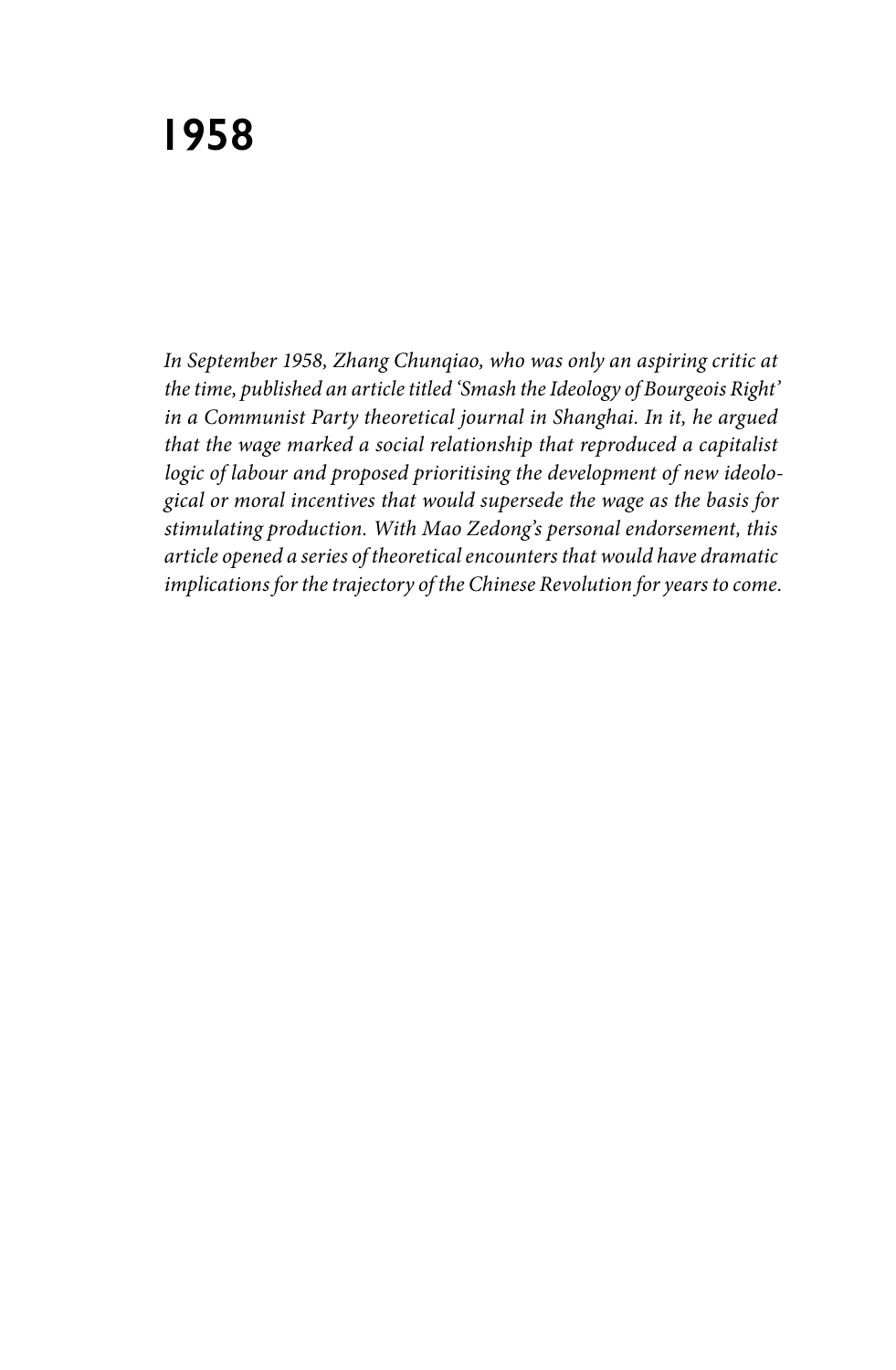# 1958

*In September 1958, Zhang Chunqiao, who was only an aspiring critic at the time, published an article titled 'Smash the Ideology of Bourgeois Right' in a Communist Party theoretical journal in Shanghai. In it, he argued that the wage marked a social relationship that reproduced a capitalist logic of labour and proposed prioritising the development of new ideological or moral incentives that would supersede the wage as the basis for stimulating production. With Mao Zedong's personal endorsement, this article opened a series of theoretical encounters that would have dramatic implications for the trajectory of the Chinese Revolution for years to come.*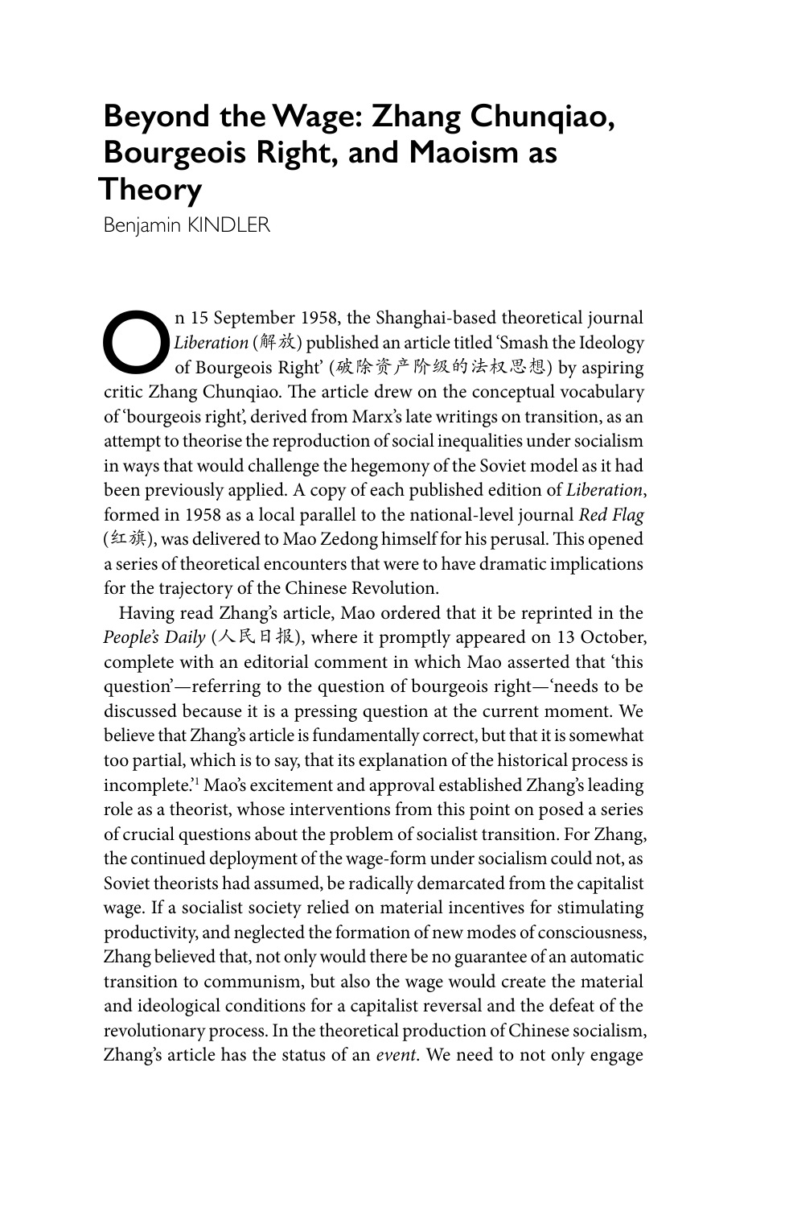# Beyond the Wage: Zhang Chunqiao, Bourgeois Right, and Maoism as Theory

Benjamin KINDLER

On 15 September 1958, the Shanghai-based theoretical journal *Liberation* (解放) published an article titled 'Smash the Ideology of Bourgeois Right' (破除资产阶级的法权思想) by aspiring critic Zhang Chunqiao. The article drew on the conceptual vocabulary of 'bourgeois right', derived from Marx's late writings on transition, as an attempt to theorise the reproduction of social inequalities under socialism in ways that would challenge the hegemony of the Soviet model as it had been previously applied. A copy of each published edition of *Liberation*, formed in 1958 as a local parallel to the national-level journal *Red Flag* (红旗), was delivered to Mao Zedong himself for his perusal. This opened a series of theoretical encounters that were to have dramatic implications for the trajectory of the Chinese Revolution.

Having read Zhang's article, Mao ordered that it be reprinted in the *People's Daily* (人民日报), where it promptly appeared on 13 October, complete with an editorial comment in which Mao asserted that 'this question'—referring to the question of bourgeois right—'needs to be discussed because it is a pressing question at the current moment. We believe that Zhang's article is fundamentally correct, but that it is somewhat too partial, which is to say, that its explanation of the historical process is incomplete.'[1] Mao's excitement and approval established Zhang's leading role as a theorist, whose interventions from this point on posed a series of crucial questions about the problem of socialist transition. For Zhang, the continued deployment of the wage-form under socialism could not, as Soviet theorists had assumed, be radically demarcated from the capitalist wage. If a socialist society relied on material incentives for stimulating productivity, and neglected the formation of new modes of consciousness, Zhang believed that, not only would there be no guarantee of an automatic transition to communism, but also the wage would create the material and ideological conditions for a capitalist reversal and the defeat of the revolutionary process. In the theoretical production of Chinese socialism, Zhang's article has the status of an *event*. We need to not only engage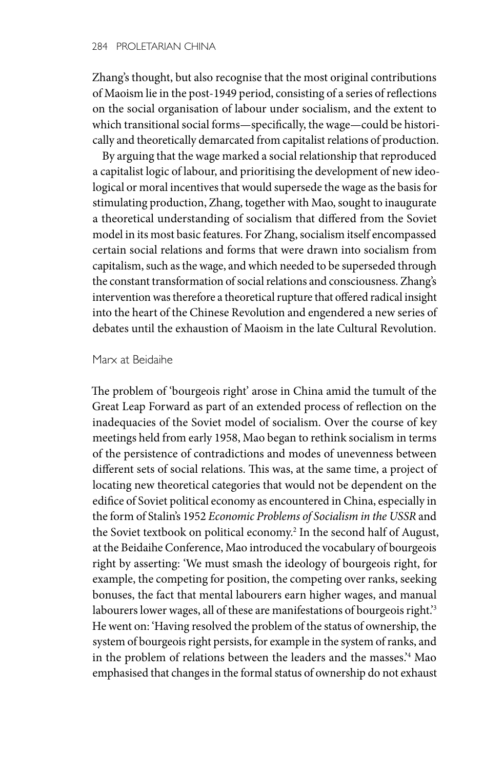Zhang's thought, but also recognise that the most original contributions of Maoism lie in the post-1949 period, consisting of a series of reflections on the social organisation of labour under socialism, and the extent to which transitional social forms—specifically, the wage—could be historically and theoretically demarcated from capitalist relations of production.

By arguing that the wage marked a social relationship that reproduced a capitalist logic of labour, and prioritising the development of new ideological or moral incentives that would supersede the wage as the basis for stimulating production, Zhang, together with Mao, sought to inaugurate a theoretical understanding of socialism that differed from the Soviet model in its most basic features. For Zhang, socialism itself encompassed certain social relations and forms that were drawn into socialism from capitalism, such as the wage, and which needed to be superseded through the constant transformation of social relations and consciousness. Zhang's intervention was therefore a theoretical rupture that offered radical insight into the heart of the Chinese Revolution and engendered a new series of debates until the exhaustion of Maoism in the late Cultural Revolution.

## Marx at Beidaihe

The problem of 'bourgeois right' arose in China amid the tumult of the Great Leap Forward as part of an extended process of reflection on the inadequacies of the Soviet model of socialism. Over the course of key meetings held from early 1958, Mao began to rethink socialism in terms of the persistence of contradictions and modes of unevenness between different sets of social relations. This was, at the same time, a project of locating new theoretical categories that would not be dependent on the edifice of Soviet political economy as encountered in China, especially in the form of Stalin's 1952 *Economic Problems of Socialism in the USSR* and the Soviet textbook on political economy.[2] In the second half of August, at the Beidaihe Conference, Mao introduced the vocabulary of bourgeois right by asserting: 'We must smash the ideology of bourgeois right, for example, the competing for position, the competing over ranks, seeking bonuses, the fact that mental labourers earn higher wages, and manual labourers lower wages, all of these are manifestations of bourgeois right.'[3] He went on: 'Having resolved the problem of the status of ownership, the system of bourgeois right persists, for example in the system of ranks, and in the problem of relations between the leaders and the masses.'[4] Mao emphasised that changes in the formal status of ownership do not exhaust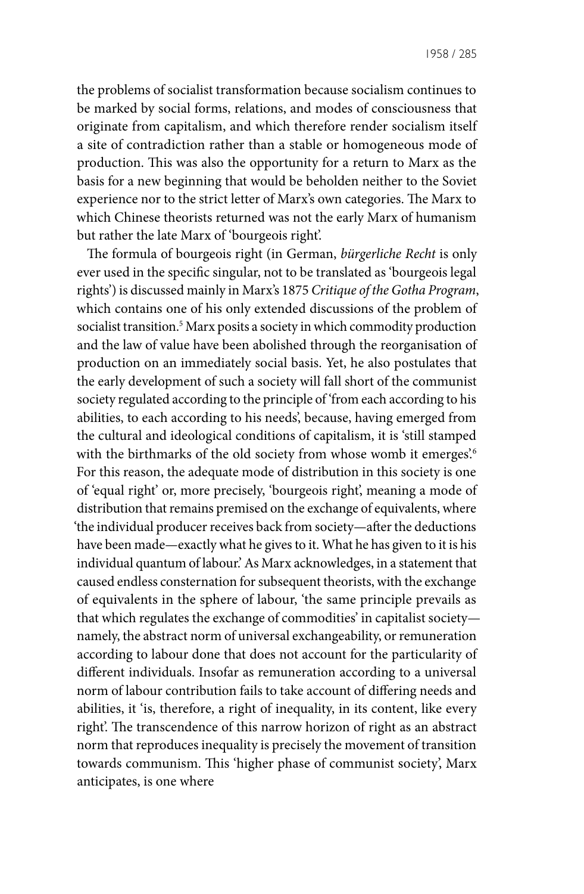the problems of socialist transformation because socialism continues to be marked by social forms, relations, and modes of consciousness that originate from capitalism, and which therefore render socialism itself a site of contradiction rather than a stable or homogeneous mode of production. This was also the opportunity for a return to Marx as the basis for a new beginning that would be beholden neither to the Soviet experience nor to the strict letter of Marx's own categories. The Marx to which Chinese theorists returned was not the early Marx of humanism but rather the late Marx of 'bourgeois right'.

The formula of bourgeois right (in German, *bürgerliche Recht* is only ever used in the specific singular, not to be translated as 'bourgeois legal rights') is discussed mainly in Marx's 1875 *Critique of the Gotha Program*, which contains one of his only extended discussions of the problem of socialist transition.[5] Marx posits a society in which commodity production and the law of value have been abolished through the reorganisation of production on an immediately social basis. Yet, he also postulates that the early development of such a society will fall short of the communist society regulated according to the principle of 'from each according to his abilities, to each according to his needs', because, having emerged from the cultural and ideological conditions of capitalism, it is 'still stamped with the birthmarks of the old society from whose womb it emerges'.[6] For this reason, the adequate mode of distribution in this society is one of 'equal right' or, more precisely, 'bourgeois right', meaning a mode of distribution that remains premised on the exchange of equivalents, where 'the individual producer receives back from society—after the deductions have been made—exactly what he gives to it. What he has given to it is his individual quantum of labour.' As Marx acknowledges, in a statement that caused endless consternation for subsequent theorists, with the exchange of equivalents in the sphere of labour, 'the same principle prevails as that which regulates the exchange of commodities' in capitalist society—namely, the abstract norm of universal exchangeability, or remuneration according to labour done that does not account for the particularity of different individuals. Insofar as remuneration according to a universal norm of labour contribution fails to take account of differing needs and abilities, it 'is, therefore, a right of inequality, in its content, like every right'. The transcendence of this narrow horizon of right as an abstract norm that reproduces inequality is precisely the movement of transition towards communism. This 'higher phase of communist society', Marx anticipates, is one where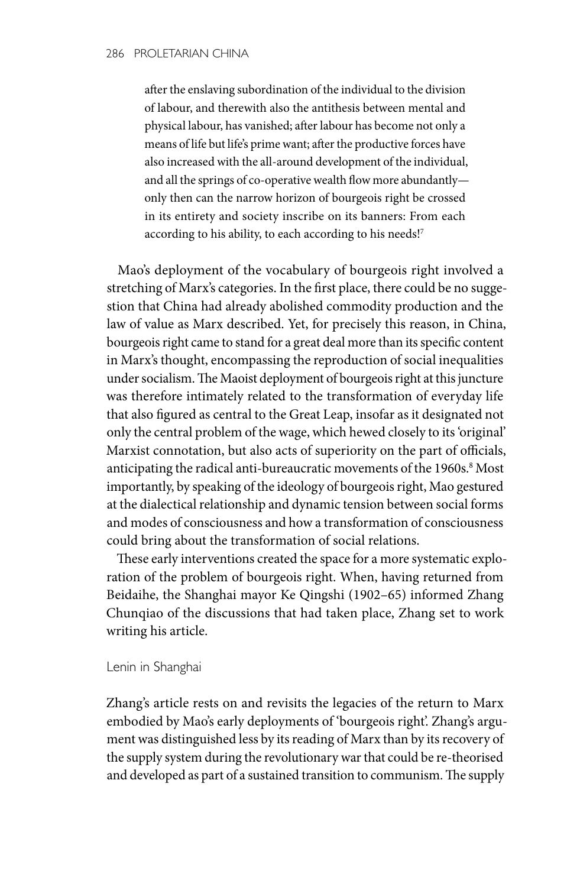> after the enslaving subordination of the individual to the division of labour, and therewith also the antithesis between mental and physical labour, has vanished; after labour has become not only a means of life but life's prime want; after the productive forces have also increased with the all-around development of the individual, and all the springs of co-operative wealth flow more abundantly—only then can the narrow horizon of bourgeois right be crossed in its entirety and society inscribe on its banners: From each according to his ability, to each according to his needs![7]

Mao's deployment of the vocabulary of bourgeois right involved a stretching of Marx's categories. In the first place, there could be no suggestion that China had already abolished commodity production and the law of value as Marx described. Yet, for precisely this reason, in China, bourgeois right came to stand for a great deal more than its specific content in Marx's thought, encompassing the reproduction of social inequalities under socialism. The Maoist deployment of bourgeois right at this juncture was therefore intimately related to the transformation of everyday life that also figured as central to the Great Leap, insofar as it designated not only the central problem of the wage, which hewed closely to its 'original' Marxist connotation, but also acts of superiority on the part of officials, anticipating the radical anti-bureaucratic movements of the 1960s.[8] Most importantly, by speaking of the ideology of bourgeois right, Mao gestured at the dialectical relationship and dynamic tension between social forms and modes of consciousness and how a transformation of consciousness could bring about the transformation of social relations.

These early interventions created the space for a more systematic exploration of the problem of bourgeois right. When, having returned from Beidaihe, the Shanghai mayor Ke Qingshi (1902–65) informed Zhang Chunqiao of the discussions that had taken place, Zhang set to work writing his article.

## Lenin in Shanghai

Zhang's article rests on and revisits the legacies of the return to Marx embodied by Mao's early deployments of 'bourgeois right'. Zhang's argument was distinguished less by its reading of Marx than by its recovery of the supply system during the revolutionary war that could be re-theorised and developed as part of a sustained transition to communism. The supply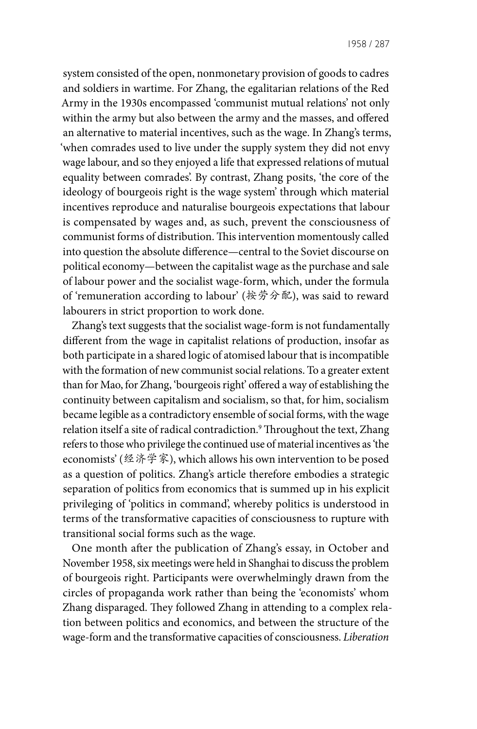system consisted of the open, nonmonetary provision of goods to cadres and soldiers in wartime. For Zhang, the egalitarian relations of the Red Army in the 1930s encompassed 'communist mutual relations' not only within the army but also between the army and the masses, and offered an alternative to material incentives, such as the wage. In Zhang's terms, 'when comrades used to live under the supply system they did not envy wage labour, and so they enjoyed a life that expressed relations of mutual equality between comrades'. By contrast, Zhang posits, 'the core of the ideology of bourgeois right is the wage system' through which material incentives reproduce and naturalise bourgeois expectations that labour is compensated by wages and, as such, prevent the consciousness of communist forms of distribution. This intervention momentously called into question the absolute difference—central to the Soviet discourse on political economy—between the capitalist wage as the purchase and sale of labour power and the socialist wage-form, which, under the formula of 'remuneration according to labour' (按劳分配), was said to reward labourers in strict proportion to work done.

Zhang's text suggests that the socialist wage-form is not fundamentally different from the wage in capitalist relations of production, insofar as both participate in a shared logic of atomised labour that is incompatible with the formation of new communist social relations. To a greater extent than for Mao, for Zhang, 'bourgeois right' offered a way of establishing the continuity between capitalism and socialism, so that, for him, socialism became legible as a contradictory ensemble of social forms, with the wage relation itself a site of radical contradiction.[9] Throughout the text, Zhang refers to those who privilege the continued use of material incentives as 'the economists' (经济学家), which allows his own intervention to be posed as a question of politics. Zhang's article therefore embodies a strategic separation of politics from economics that is summed up in his explicit privileging of 'politics in command', whereby politics is understood in terms of the transformative capacities of consciousness to rupture with transitional social forms such as the wage.

One month after the publication of Zhang's essay, in October and November 1958, six meetings were held in Shanghai to discuss the problem of bourgeois right. Participants were overwhelmingly drawn from the circles of propaganda work rather than being the 'economists' whom Zhang disparaged. They followed Zhang in attending to a complex relation between politics and economics, and between the structure of the wage-form and the transformative capacities of consciousness. *Liberation*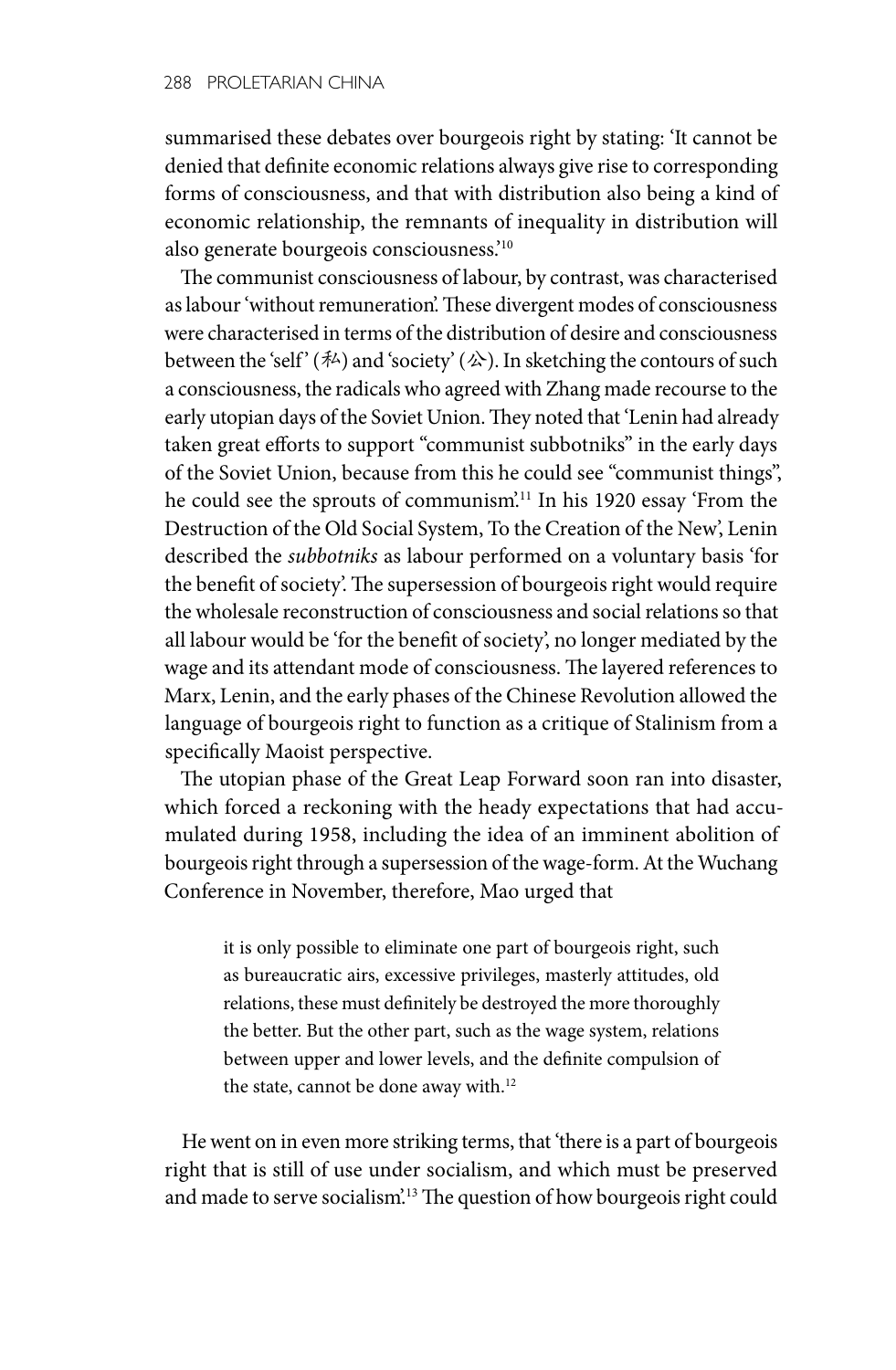summarised these debates over bourgeois right by stating: 'It cannot be denied that definite economic relations always give rise to corresponding forms of consciousness, and that with distribution also being a kind of economic relationship, the remnants of inequality in distribution will also generate bourgeois consciousness.'[10]

The communist consciousness of labour, by contrast, was characterised as labour 'without remuneration'. These divergent modes of consciousness were characterised in terms of the distribution of desire and consciousness between the 'self' (私) and 'society' (公). In sketching the contours of such a consciousness, the radicals who agreed with Zhang made recourse to the early utopian days of the Soviet Union. They noted that 'Lenin had already taken great efforts to support "communist subbotniks" in the early days of the Soviet Union, because from this he could see "communist things", he could see the sprouts of communism'.[11] In his 1920 essay 'From the Destruction of the Old Social System, To the Creation of the New', Lenin described the *subbotniks* as labour performed on a voluntary basis 'for the benefit of society'. The supersession of bourgeois right would require the wholesale reconstruction of consciousness and social relations so that all labour would be 'for the benefit of society', no longer mediated by the wage and its attendant mode of consciousness. The layered references to Marx, Lenin, and the early phases of the Chinese Revolution allowed the language of bourgeois right to function as a critique of Stalinism from a specifically Maoist perspective.

The utopian phase of the Great Leap Forward soon ran into disaster, which forced a reckoning with the heady expectations that had accumulated during 1958, including the idea of an imminent abolition of bourgeois right through a supersession of the wage-form. At the Wuchang Conference in November, therefore, Mao urged that

> it is only possible to eliminate one part of bourgeois right, such as bureaucratic airs, excessive privileges, masterly attitudes, old relations, these must definitely be destroyed the more thoroughly the better. But the other part, such as the wage system, relations between upper and lower levels, and the definite compulsion of the state, cannot be done away with.[12]

He went on in even more striking terms, that 'there is a part of bourgeois right that is still of use under socialism, and which must be preserved and made to serve socialism'.[13] The question of how bourgeois right could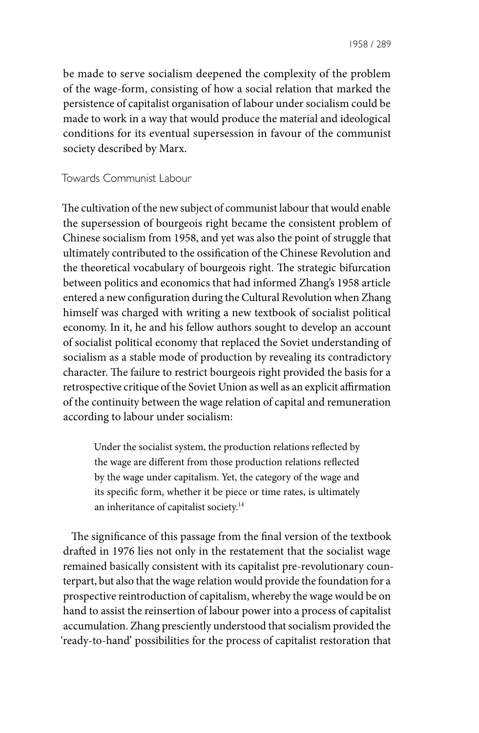be made to serve socialism deepened the complexity of the problem of the wage-form, consisting of how a social relation that marked the persistence of capitalist organisation of labour under socialism could be made to work in a way that would produce the material and ideological conditions for its eventual supersession in favour of the communist society described by Marx.

## Towards Communist Labour

The cultivation of the new subject of communist labour that would enable the supersession of bourgeois right became the consistent problem of Chinese socialism from 1958, and yet was also the point of struggle that ultimately contributed to the ossification of the Chinese Revolution and the theoretical vocabulary of bourgeois right. The strategic bifurcation between politics and economics that had informed Zhang's 1958 article entered a new configuration during the Cultural Revolution when Zhang himself was charged with writing a new textbook of socialist political economy. In it, he and his fellow authors sought to develop an account of socialist political economy that replaced the Soviet understanding of socialism as a stable mode of production by revealing its contradictory character. The failure to restrict bourgeois right provided the basis for a retrospective critique of the Soviet Union as well as an explicit affirmation of the continuity between the wage relation of capital and remuneration according to labour under socialism:

> Under the socialist system, the production relations reflected by the wage are different from those production relations reflected by the wage under capitalism. Yet, the category of the wage and its specific form, whether it be piece or time rates, is ultimately an inheritance of capitalist society.[14]

The significance of this passage from the final version of the textbook drafted in 1976 lies not only in the restatement that the socialist wage remained basically consistent with its capitalist pre-revolutionary counterpart, but also that the wage relation would provide the foundation for a prospective reintroduction of capitalism, whereby the wage would be on hand to assist the reinsertion of labour power into a process of capitalist accumulation. Zhang presciently understood that socialism provided the 'ready-to-hand' possibilities for the process of capitalist restoration that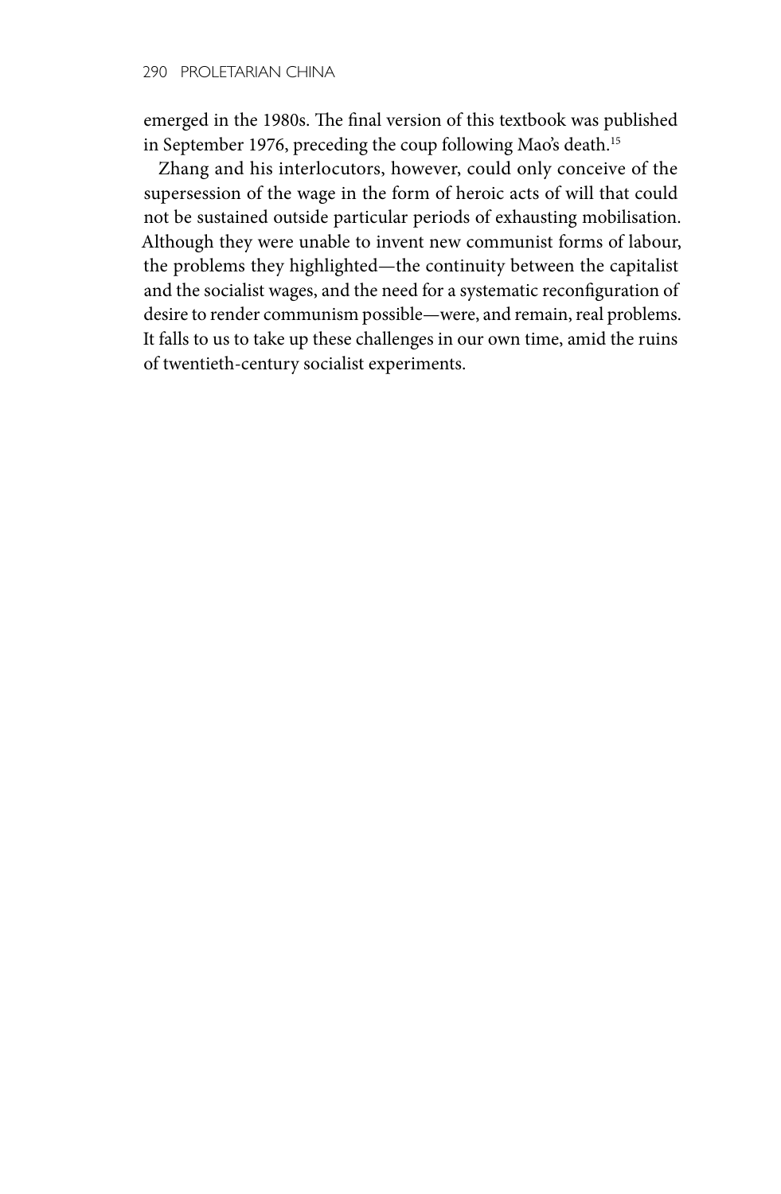emerged in the 1980s. The final version of this textbook was published in September 1976, preceding the coup following Mao's death.[15]

Zhang and his interlocutors, however, could only conceive of the supersession of the wage in the form of heroic acts of will that could not be sustained outside particular periods of exhausting mobilisation. Although they were unable to invent new communist forms of labour, the problems they highlighted—the continuity between the capitalist and the socialist wages, and the need for a systematic reconfiguration of desire to render communism possible—were, and remain, real problems. It falls to us to take up these challenges in our own time, amid the ruins of twentieth-century socialist experiments.